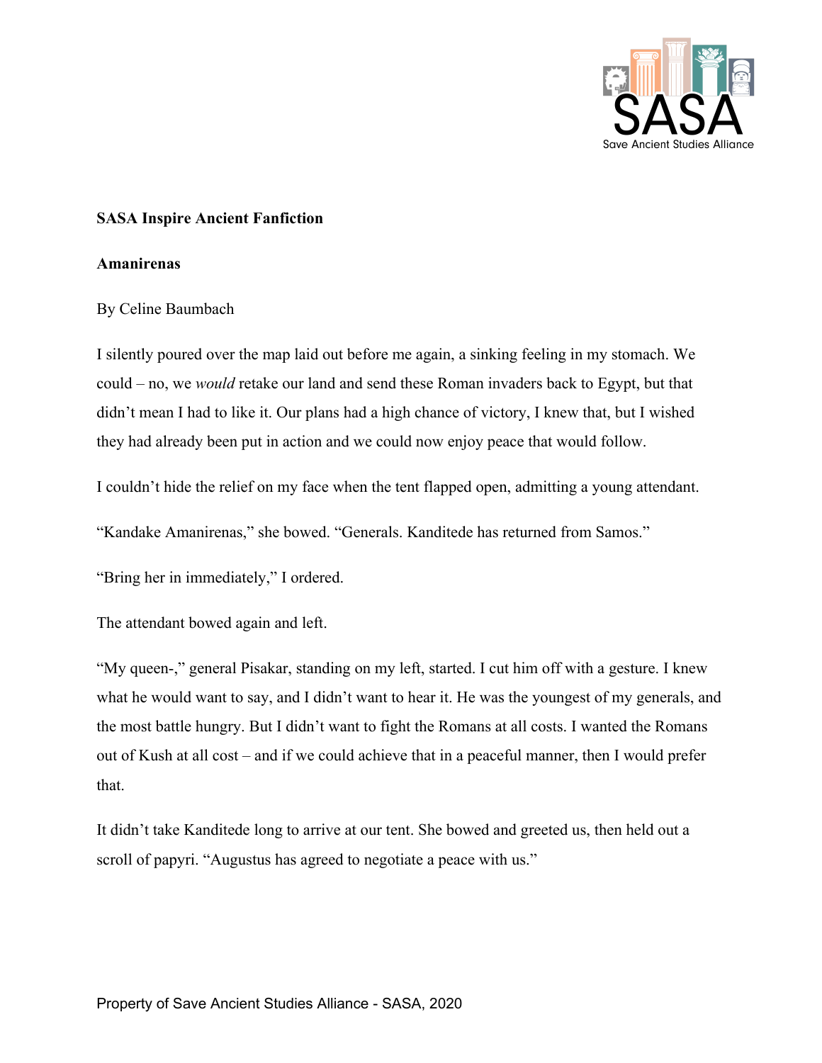**SASA Inspire Ancient Fanfiction**

**Amanirenas**

By Celine Baumbach

I silently poured over the map laid out before me again, a sinking feeling in my stomach. We could – no, we *would* retake our land and send these Roman invaders back to Egypt, but that didn't mean I had to like it. Our plans had a high chance of victory, I knew that, but I wished they had already been put in action and we could now enjoy peace that would follow.

I couldn't hide the relief on my face when the tent flapped open, admitting a young attendant.

"Kandake Amanirenas," she bowed. "Generals. Kanditede has returned from Samos."

"Bring her in immediately," I ordered.

The attendant bowed again and left.

"My queen-," general Pisakar, standing on my left, started. I cut him off with a gesture. I knew what he would want to say, and I didn't want to hear it. He was the youngest of my generals, and the most battle hungry. But I didn't want to fight the Romans at all costs. I wanted the Romans out of Kush at all cost – and if we could achieve that in a peaceful manner, then I would prefer that.

It didn't take Kanditede long to arrive at our tent. She bowed and greeted us, then held out a scroll of papyri. "Augustus has agreed to negotiate a peace with us."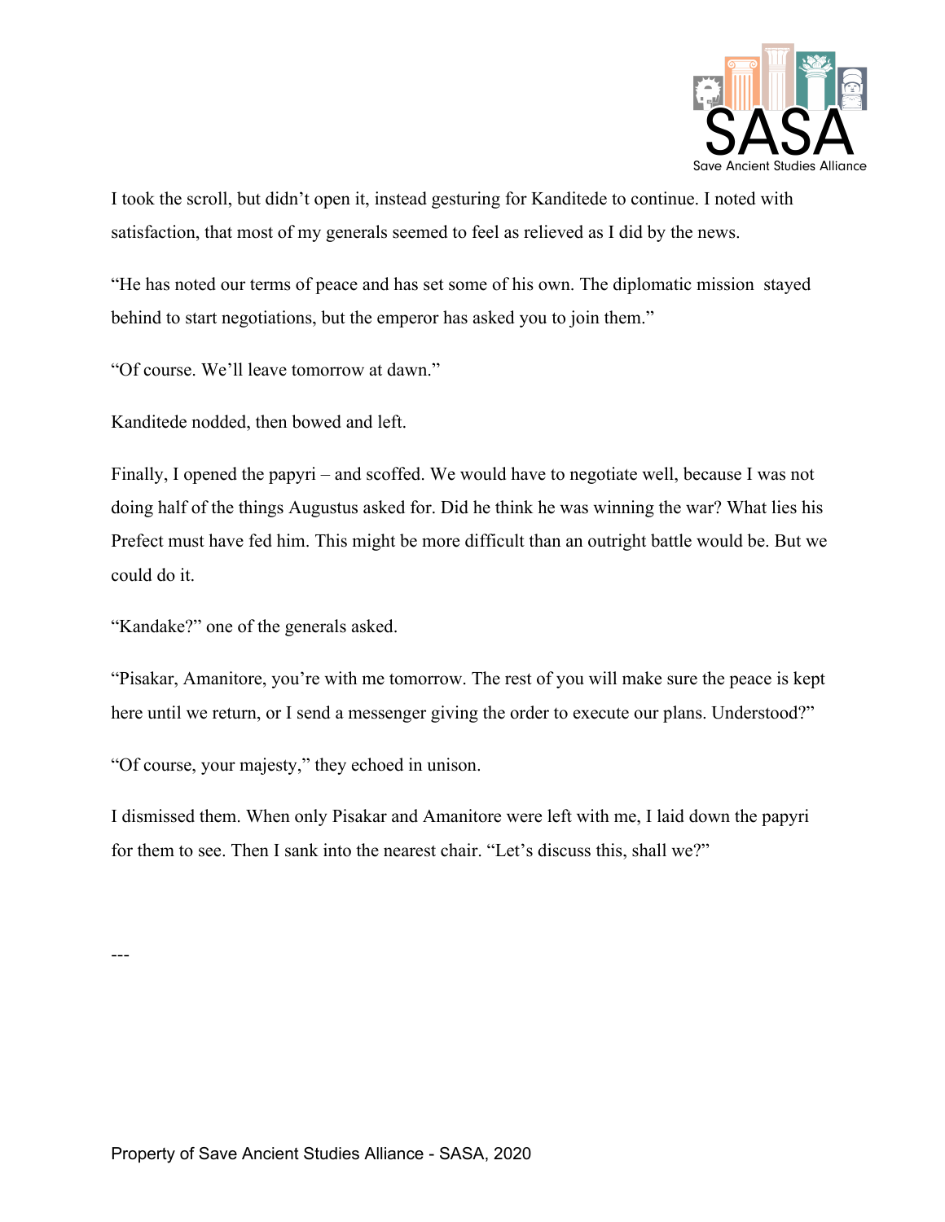I took the scroll, but didn't open it, instead gesturing for Kanditede to continue. I noted with satisfaction, that most of my generals seemed to feel as relieved as I did by the news.

"He has noted our terms of peace and has set some of his own. The diplomatic mission  stayed behind to start negotiations, but the emperor has asked you to join them."

"Of course. We'll leave tomorrow at dawn."

Kanditede nodded, then bowed and left.

Finally, I opened the papyri – and scoffed. We would have to negotiate well, because I was not doing half of the things Augustus asked for. Did he think he was winning the war? What lies his Prefect must have fed him. This might be more difficult than an outright battle would be. But we could do it.

"Kandake?" one of the generals asked.

"Pisakar, Amanitore, you're with me tomorrow. The rest of you will make sure the peace is kept here until we return, or I send a messenger giving the order to execute our plans. Understood?"

"Of course, your majesty," they echoed in unison.

I dismissed them. When only Pisakar and Amanitore were left with me, I laid down the papyri for them to see. Then I sank into the nearest chair. "Let's discuss this, shall we?"

---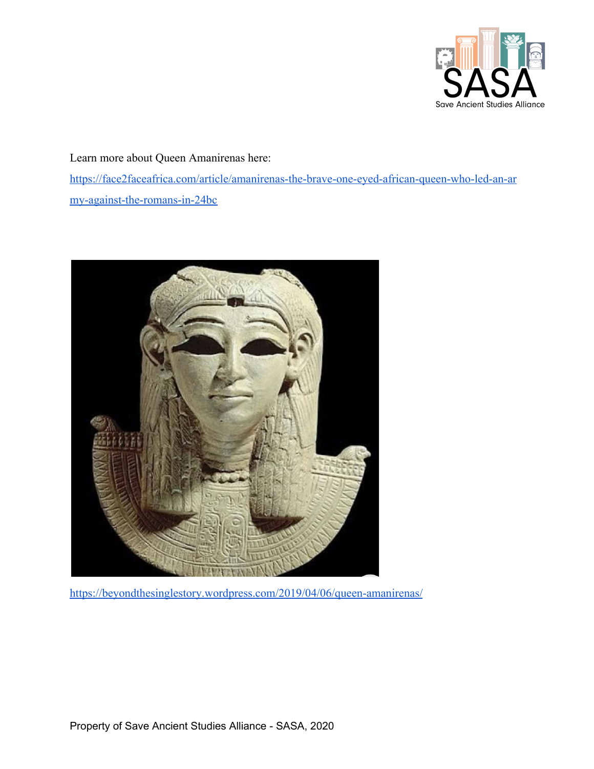Learn more about Queen Amanirenas here:

https://face2faceafrica.com/article/amanirenas-the-brave-one-eyed-african-queen-who-led-an-army-against-the-romans-in-24bc

https://beyondthesinglestory.wordpress.com/2019/04/06/queen-amanirenas/